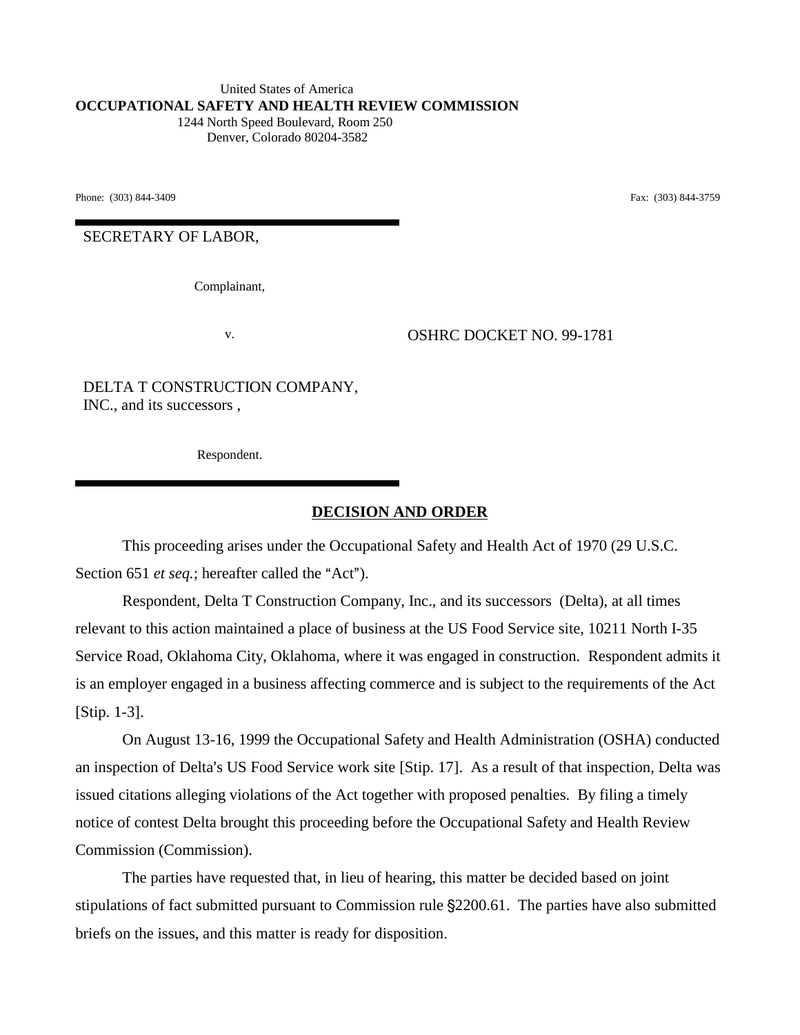United States of America

**OCCUPATIONAL SAFETY AND HEALTH REVIEW COMMISSION**

1244 North Speed Boulevard, Room 250

Denver, Colorado 80204-3582

Phone: (303) 844-3409 Fax: (303) 844-3759

SECRETARY OF LABOR,

Complainant,

v. OSHRC DOCKET NO. 99-1781

DELTA T CONSTRUCTION COMPANY, INC., and its successors ,

Respondent.

## DECISION AND ORDER

This proceeding arises under the Occupational Safety and Health Act of 1970 (29 U.S.C. Section 651 *et seq.*; hereafter called the "Act").

Respondent, Delta T Construction Company, Inc., and its successors (Delta), at all times relevant to this action maintained a place of business at the US Food Service site, 10211 North I-35 Service Road, Oklahoma City, Oklahoma, where it was engaged in construction. Respondent admits it is an employer engaged in a business affecting commerce and is subject to the requirements of the Act [Stip. 1-3].

On August 13-16, 1999 the Occupational Safety and Health Administration (OSHA) conducted an inspection of Delta's US Food Service work site [Stip. 17]. As a result of that inspection, Delta was issued citations alleging violations of the Act together with proposed penalties. By filing a timely notice of contest Delta brought this proceeding before the Occupational Safety and Health Review Commission (Commission).

The parties have requested that, in lieu of hearing, this matter be decided based on joint stipulations of fact submitted pursuant to Commission rule §2200.61. The parties have also submitted briefs on the issues, and this matter is ready for disposition.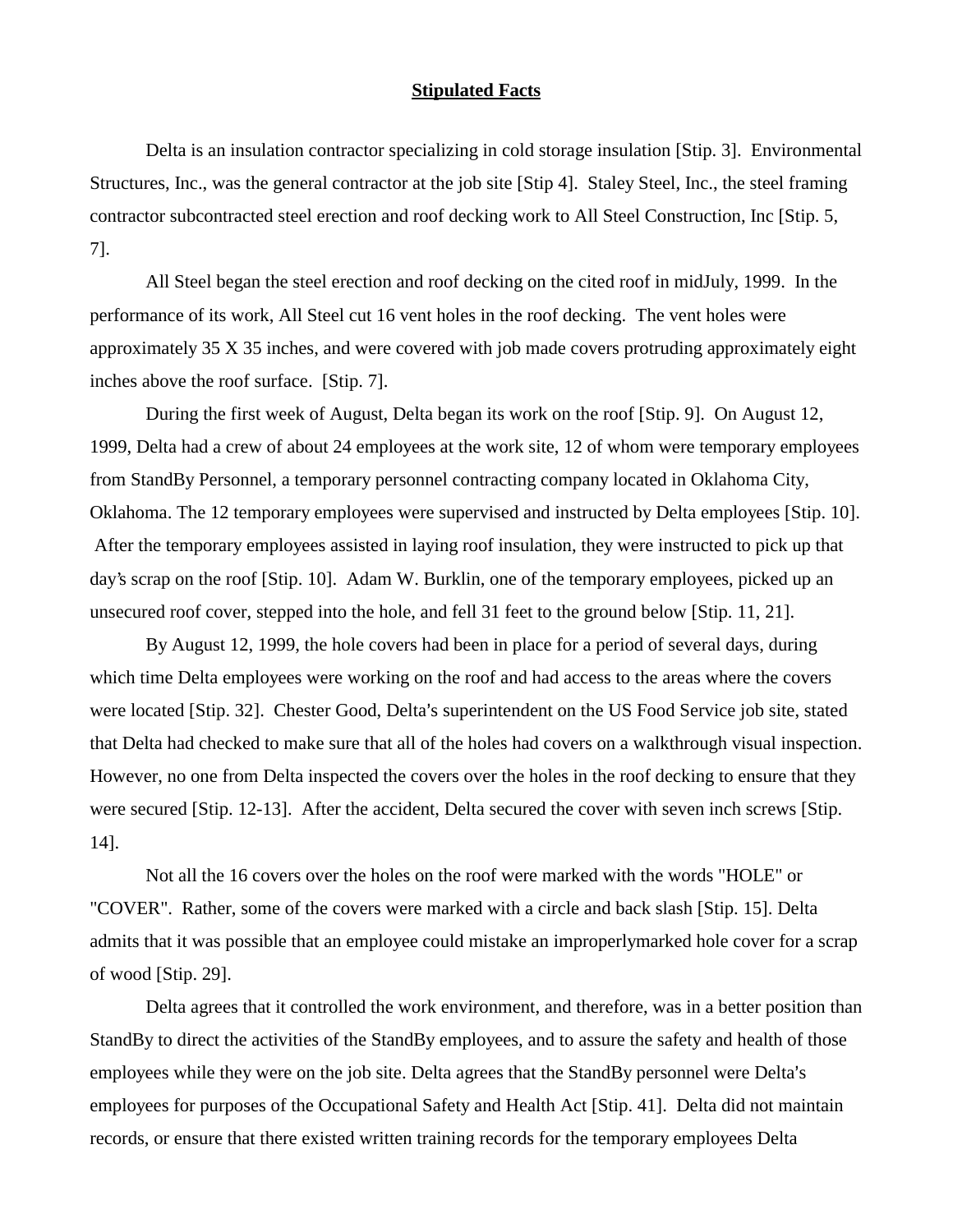**Stipulated Facts**

Delta is an insulation contractor specializing in cold storage insulation [Stip. 3]. Environmental Structures, Inc., was the general contractor at the job site [Stip 4]. Staley Steel, Inc., the steel framing contractor subcontracted steel erection and roof decking work to All Steel Construction, Inc [Stip. 5, 7].

All Steel began the steel erection and roof decking on the cited roof in midJuly, 1999. In the performance of its work, All Steel cut 16 vent holes in the roof decking. The vent holes were approximately 35 X 35 inches, and were covered with job made covers protruding approximately eight inches above the roof surface. [Stip. 7].

During the first week of August, Delta began its work on the roof [Stip. 9]. On August 12, 1999, Delta had a crew of about 24 employees at the work site, 12 of whom were temporary employees from StandBy Personnel, a temporary personnel contracting company located in Oklahoma City, Oklahoma. The 12 temporary employees were supervised and instructed by Delta employees [Stip. 10]. After the temporary employees assisted in laying roof insulation, they were instructed to pick up that day's scrap on the roof [Stip. 10]. Adam W. Burklin, one of the temporary employees, picked up an unsecured roof cover, stepped into the hole, and fell 31 feet to the ground below [Stip. 11, 21].

By August 12, 1999, the hole covers had been in place for a period of several days, during which time Delta employees were working on the roof and had access to the areas where the covers were located [Stip. 32]. Chester Good, Delta's superintendent on the US Food Service job site, stated that Delta had checked to make sure that all of the holes had covers on a walkthrough visual inspection. However, no one from Delta inspected the covers over the holes in the roof decking to ensure that they were secured [Stip. 12-13]. After the accident, Delta secured the cover with seven inch screws [Stip. 14].

Not all the 16 covers over the holes on the roof were marked with the words "HOLE" or "COVER". Rather, some of the covers were marked with a circle and back slash [Stip. 15]. Delta admits that it was possible that an employee could mistake an improperlymarked hole cover for a scrap of wood [Stip. 29].

Delta agrees that it controlled the work environment, and therefore, was in a better position than StandBy to direct the activities of the StandBy employees, and to assure the safety and health of those employees while they were on the job site. Delta agrees that the StandBy personnel were Delta's employees for purposes of the Occupational Safety and Health Act [Stip. 41]. Delta did not maintain records, or ensure that there existed written training records for the temporary employees Delta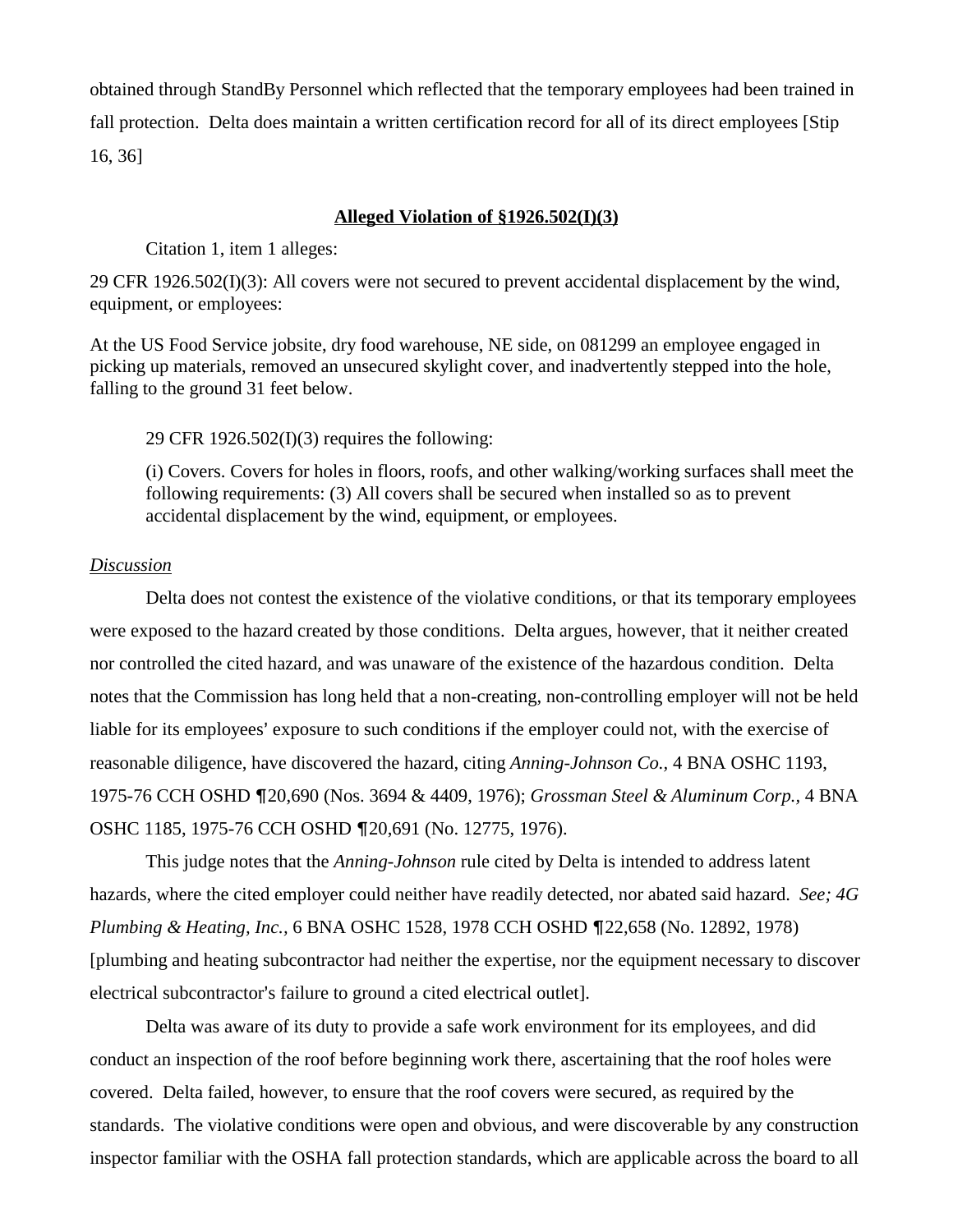obtained through StandBy Personnel which reflected that the temporary employees had been trained in fall protection. Delta does maintain a written certification record for all of its direct employees [Stip 16, 36]

**Alleged Violation of §1926.502(I)(3)**

Citation 1, item 1 alleges:

29 CFR 1926.502(I)(3): All covers were not secured to prevent accidental displacement by the wind, equipment, or employees:

At the US Food Service jobsite, dry food warehouse, NE side, on 081299 an employee engaged in picking up materials, removed an unsecured skylight cover, and inadvertently stepped into the hole, falling to the ground 31 feet below.

29 CFR 1926.502(I)(3) requires the following:

> (i) Covers. Covers for holes in floors, roofs, and other walking/working surfaces shall meet the following requirements: (3) All covers shall be secured when installed so as to prevent accidental displacement by the wind, equipment, or employees.

*Discussion*

Delta does not contest the existence of the violative conditions, or that its temporary employees were exposed to the hazard created by those conditions. Delta argues, however, that it neither created nor controlled the cited hazard, and was unaware of the existence of the hazardous condition. Delta notes that the Commission has long held that a non-creating, non-controlling employer will not be held liable for its employees' exposure to such conditions if the employer could not, with the exercise of reasonable diligence, have discovered the hazard, citing *Anning-Johnson Co.*, 4 BNA OSHC 1193, 1975-76 CCH OSHD ¶20,690 (Nos. 3694 & 4409, 1976); *Grossman Steel & Aluminum Corp.*, 4 BNA OSHC 1185, 1975-76 CCH OSHD ¶20,691 (No. 12775, 1976).

This judge notes that the *Anning-Johnson* rule cited by Delta is intended to address latent hazards, where the cited employer could neither have readily detected, nor abated said hazard. *See; 4G Plumbing & Heating, Inc.,* 6 BNA OSHC 1528, 1978 CCH OSHD ¶22,658 (No. 12892, 1978) [plumbing and heating subcontractor had neither the expertise, nor the equipment necessary to discover electrical subcontractor's failure to ground a cited electrical outlet].

Delta was aware of its duty to provide a safe work environment for its employees, and did conduct an inspection of the roof before beginning work there, ascertaining that the roof holes were covered. Delta failed, however, to ensure that the roof covers were secured, as required by the standards. The violative conditions were open and obvious, and were discoverable by any construction inspector familiar with the OSHA fall protection standards, which are applicable across the board to all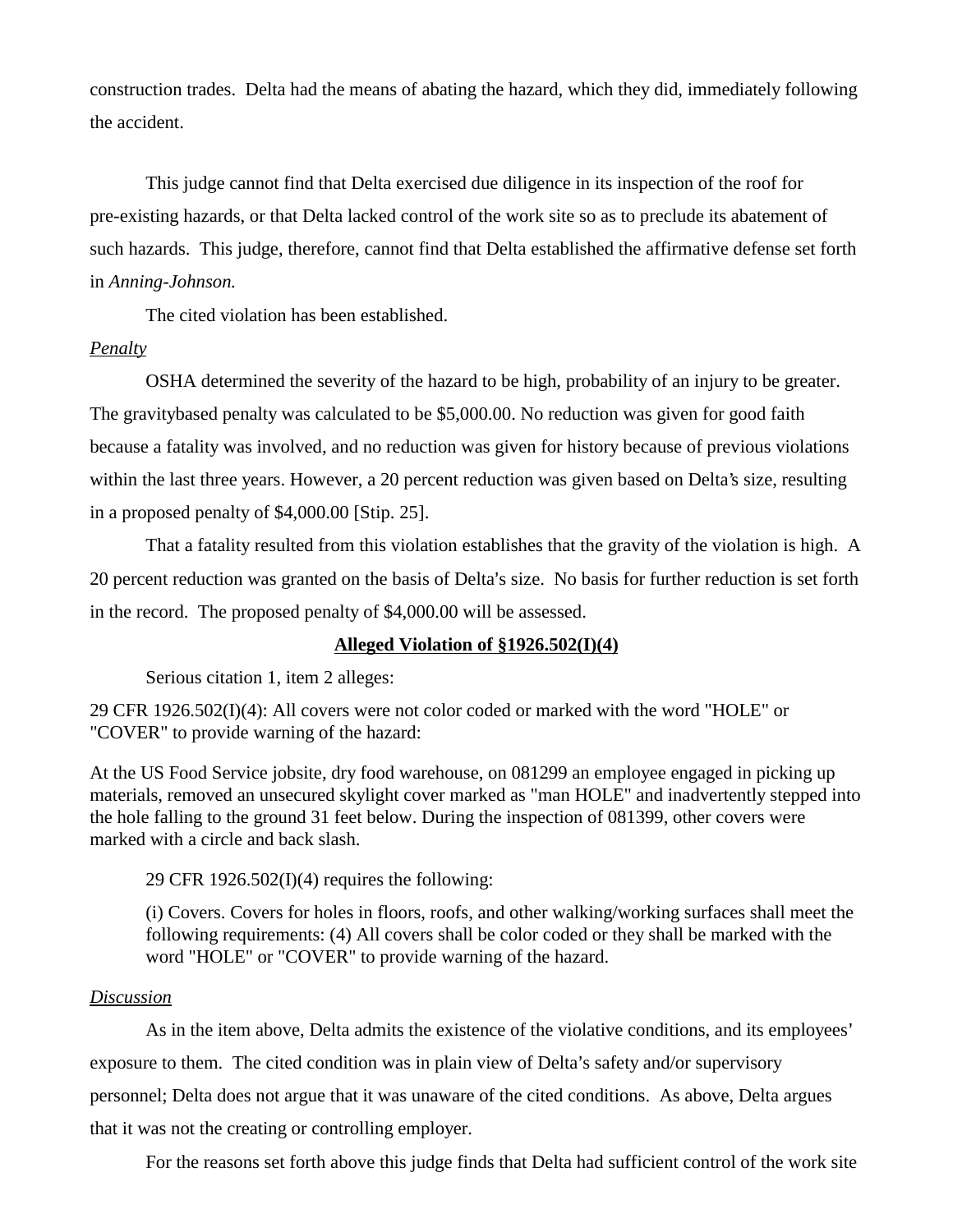construction trades. Delta had the means of abating the hazard, which they did, immediately following the accident.

This judge cannot find that Delta exercised due diligence in its inspection of the roof for pre-existing hazards, or that Delta lacked control of the work site so as to preclude its abatement of such hazards. This judge, therefore, cannot find that Delta established the affirmative defense set forth in *Anning-Johnson.*

The cited violation has been established.

*Penalty*

OSHA determined the severity of the hazard to be high, probability of an injury to be greater. The gravitybased penalty was calculated to be $5,000.00. No reduction was given for good faith because a fatality was involved, and no reduction was given for history because of previous violations within the last three years. However, a 20 percent reduction was given based on Delta's size, resulting in a proposed penalty of $4,000.00 [Stip. 25].

That a fatality resulted from this violation establishes that the gravity of the violation is high. A 20 percent reduction was granted on the basis of Delta's size. No basis for further reduction is set forth in the record. The proposed penalty of $4,000.00 will be assessed.

**Alleged Violation of §1926.502(I)(4)**

Serious citation 1, item 2 alleges:

29 CFR 1926.502(I)(4): All covers were not color coded or marked with the word "HOLE" or "COVER" to provide warning of the hazard:

At the US Food Service jobsite, dry food warehouse, on 081299 an employee engaged in picking up materials, removed an unsecured skylight cover marked as "man HOLE" and inadvertently stepped into the hole falling to the ground 31 feet below. During the inspection of 081399, other covers were marked with a circle and back slash.

29 CFR 1926.502(I)(4) requires the following:

> (i) Covers. Covers for holes in floors, roofs, and other walking/working surfaces shall meet the following requirements: (4) All covers shall be color coded or they shall be marked with the word "HOLE" or "COVER" to provide warning of the hazard.

*Discussion*

As in the item above, Delta admits the existence of the violative conditions, and its employees' exposure to them. The cited condition was in plain view of Delta's safety and/or supervisory personnel; Delta does not argue that it was unaware of the cited conditions. As above, Delta argues that it was not the creating or controlling employer.

For the reasons set forth above this judge finds that Delta had sufficient control of the work site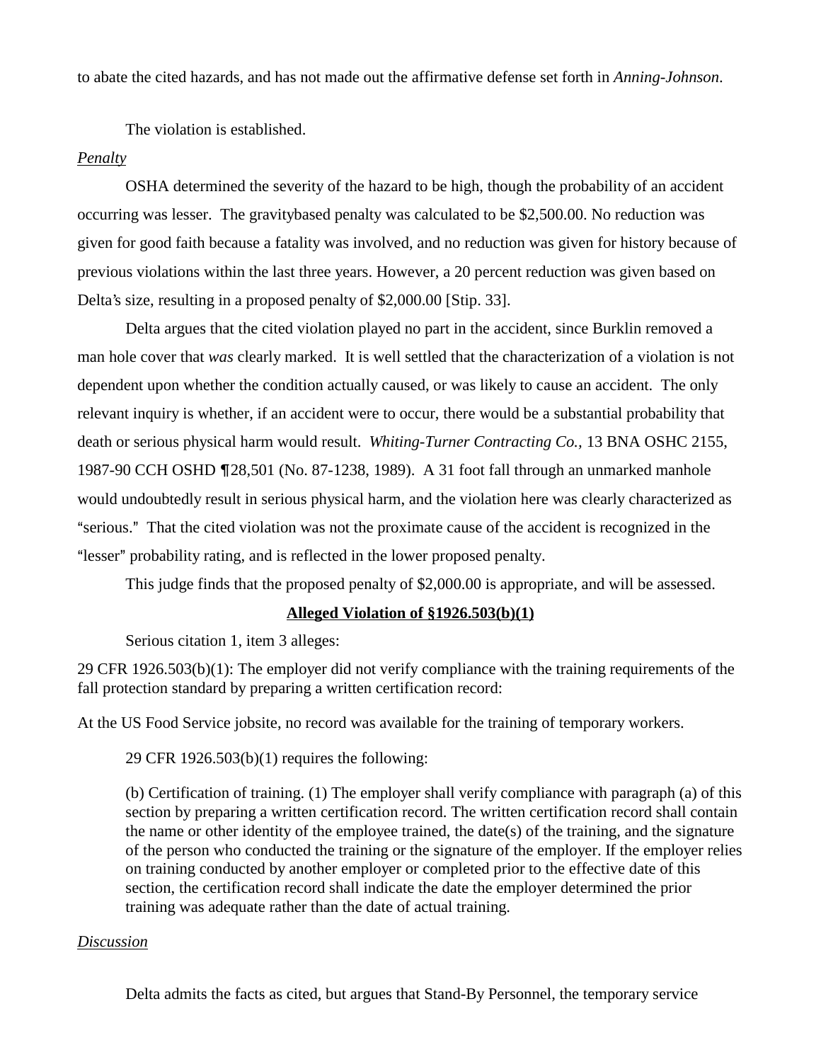to abate the cited hazards, and has not made out the affirmative defense set forth in *Anning-Johnson*.

The violation is established.

*Penalty*

OSHA determined the severity of the hazard to be high, though the probability of an accident occurring was lesser. The gravitybased penalty was calculated to be $2,500.00. No reduction was given for good faith because a fatality was involved, and no reduction was given for history because of previous violations within the last three years. However, a 20 percent reduction was given based on Delta's size, resulting in a proposed penalty of $2,000.00 [Stip. 33].

Delta argues that the cited violation played no part in the accident, since Burklin removed a man hole cover that *was* clearly marked. It is well settled that the characterization of a violation is not dependent upon whether the condition actually caused, or was likely to cause an accident. The only relevant inquiry is whether, if an accident were to occur, there would be a substantial probability that death or serious physical harm would result. *Whiting-Turner Contracting Co.,* 13 BNA OSHC 2155, 1987-90 CCH OSHD ¶28,501 (No. 87-1238, 1989). A 31 foot fall through an unmarked manhole would undoubtedly result in serious physical harm, and the violation here was clearly characterized as "serious." That the cited violation was not the proximate cause of the accident is recognized in the "lesser" probability rating, and is reflected in the lower proposed penalty.

This judge finds that the proposed penalty of $2,000.00 is appropriate, and will be assessed.

**Alleged Violation of §1926.503(b)(1)**

Serious citation 1, item 3 alleges:

29 CFR 1926.503(b)(1): The employer did not verify compliance with the training requirements of the fall protection standard by preparing a written certification record:

At the US Food Service jobsite, no record was available for the training of temporary workers.

29 CFR 1926.503(b)(1) requires the following:

> (b) Certification of training. (1) The employer shall verify compliance with paragraph (a) of this section by preparing a written certification record. The written certification record shall contain the name or other identity of the employee trained, the date(s) of the training, and the signature of the person who conducted the training or the signature of the employer. If the employer relies on training conducted by another employer or completed prior to the effective date of this section, the certification record shall indicate the date the employer determined the prior training was adequate rather than the date of actual training.

*Discussion*

Delta admits the facts as cited, but argues that Stand-By Personnel, the temporary service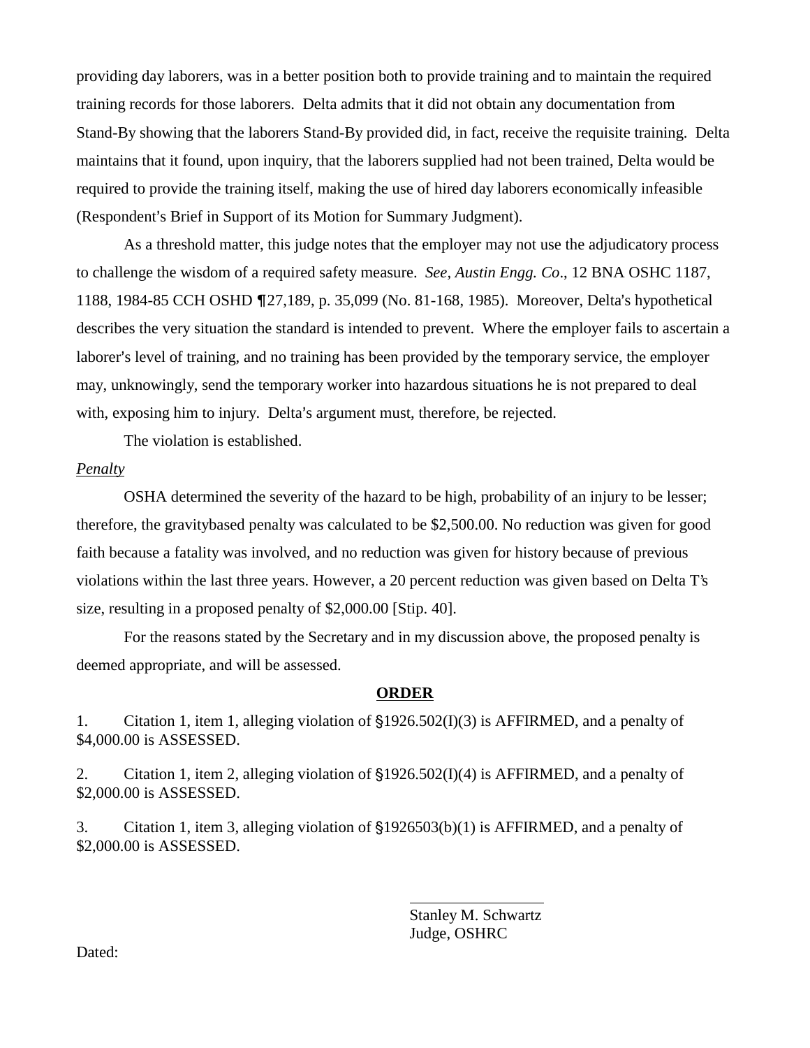providing day laborers, was in a better position both to provide training and to maintain the required training records for those laborers. Delta admits that it did not obtain any documentation from Stand-By showing that the laborers Stand-By provided did, in fact, receive the requisite training. Delta maintains that it found, upon inquiry, that the laborers supplied had not been trained, Delta would be required to provide the training itself, making the use of hired day laborers economically infeasible (Respondent's Brief in Support of its Motion for Summary Judgment).

As a threshold matter, this judge notes that the employer may not use the adjudicatory process to challenge the wisdom of a required safety measure. *See, Austin Engg. Co*., 12 BNA OSHC 1187, 1188, 1984-85 CCH OSHD ¶27,189, p. 35,099 (No. 81-168, 1985). Moreover, Delta's hypothetical describes the very situation the standard is intended to prevent. Where the employer fails to ascertain a laborer's level of training, and no training has been provided by the temporary service, the employer may, unknowingly, send the temporary worker into hazardous situations he is not prepared to deal with, exposing him to injury. Delta's argument must, therefore, be rejected.

The violation is established.

*Penalty*

OSHA determined the severity of the hazard to be high, probability of an injury to be lesser; therefore, the gravitybased penalty was calculated to be $2,500.00. No reduction was given for good faith because a fatality was involved, and no reduction was given for history because of previous violations within the last three years. However, a 20 percent reduction was given based on Delta T's size, resulting in a proposed penalty of $2,000.00 [Stip. 40].

For the reasons stated by the Secretary and in my discussion above, the proposed penalty is deemed appropriate, and will be assessed.

**ORDER**

1. Citation 1, item 1, alleging violation of §1926.502(I)(3) is AFFIRMED, and a penalty of $4,000.00 is ASSESSED.

2. Citation 1, item 2, alleging violation of §1926.502(I)(4) is AFFIRMED, and a penalty of $2,000.00 is ASSESSED.

3. Citation 1, item 3, alleging violation of §1926503(b)(1) is AFFIRMED, and a penalty of $2,000.00 is ASSESSED.

Stanley M. Schwartz
Judge, OSHRC

Dated: